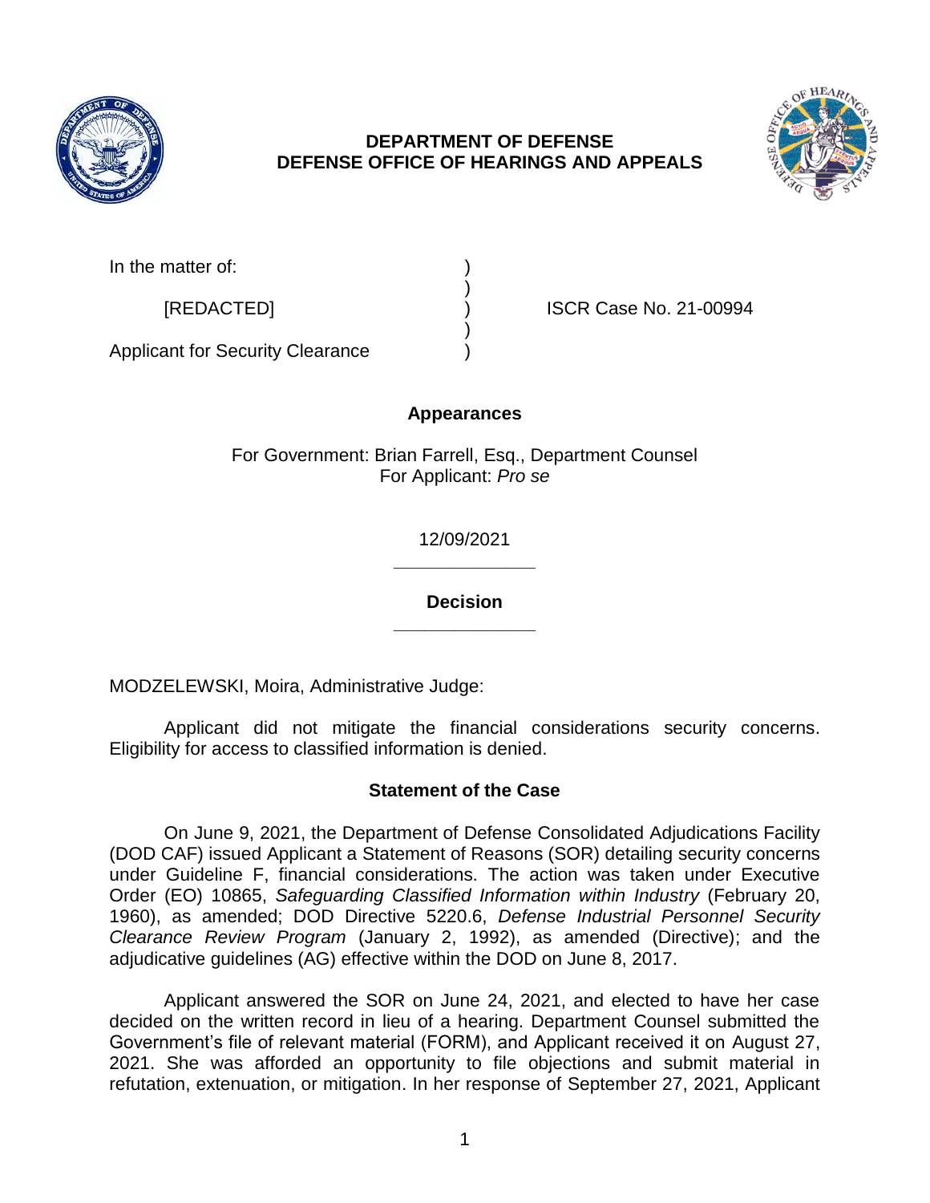**DEPARTMENT OF DEFENSE**
**DEFENSE OFFICE OF HEARINGS AND APPEALS**

In the matter of: )
)
[REDACTED] ) ISCR Case No. 21-00994
)
Applicant for Security Clearance )

**Appearances**

For Government: Brian Farrell, Esq., Department Counsel
For Applicant: *Pro se*

12/09/2021

______________

**Decision**

______________

MODZELEWSKI, Moira, Administrative Judge:

Applicant did not mitigate the financial considerations security concerns. Eligibility for access to classified information is denied.

## Statement of the Case

On June 9, 2021, the Department of Defense Consolidated Adjudications Facility (DOD CAF) issued Applicant a Statement of Reasons (SOR) detailing security concerns under Guideline F, financial considerations. The action was taken under Executive Order (EO) 10865, *Safeguarding Classified Information within Industry* (February 20, 1960), as amended; DOD Directive 5220.6, *Defense Industrial Personnel Security Clearance Review Program* (January 2, 1992), as amended (Directive); and the adjudicative guidelines (AG) effective within the DOD on June 8, 2017.

Applicant answered the SOR on June 24, 2021, and elected to have her case decided on the written record in lieu of a hearing. Department Counsel submitted the Government's file of relevant material (FORM), and Applicant received it on August 27, 2021. She was afforded an opportunity to file objections and submit material in refutation, extenuation, or mitigation. In her response of September 27, 2021, Applicant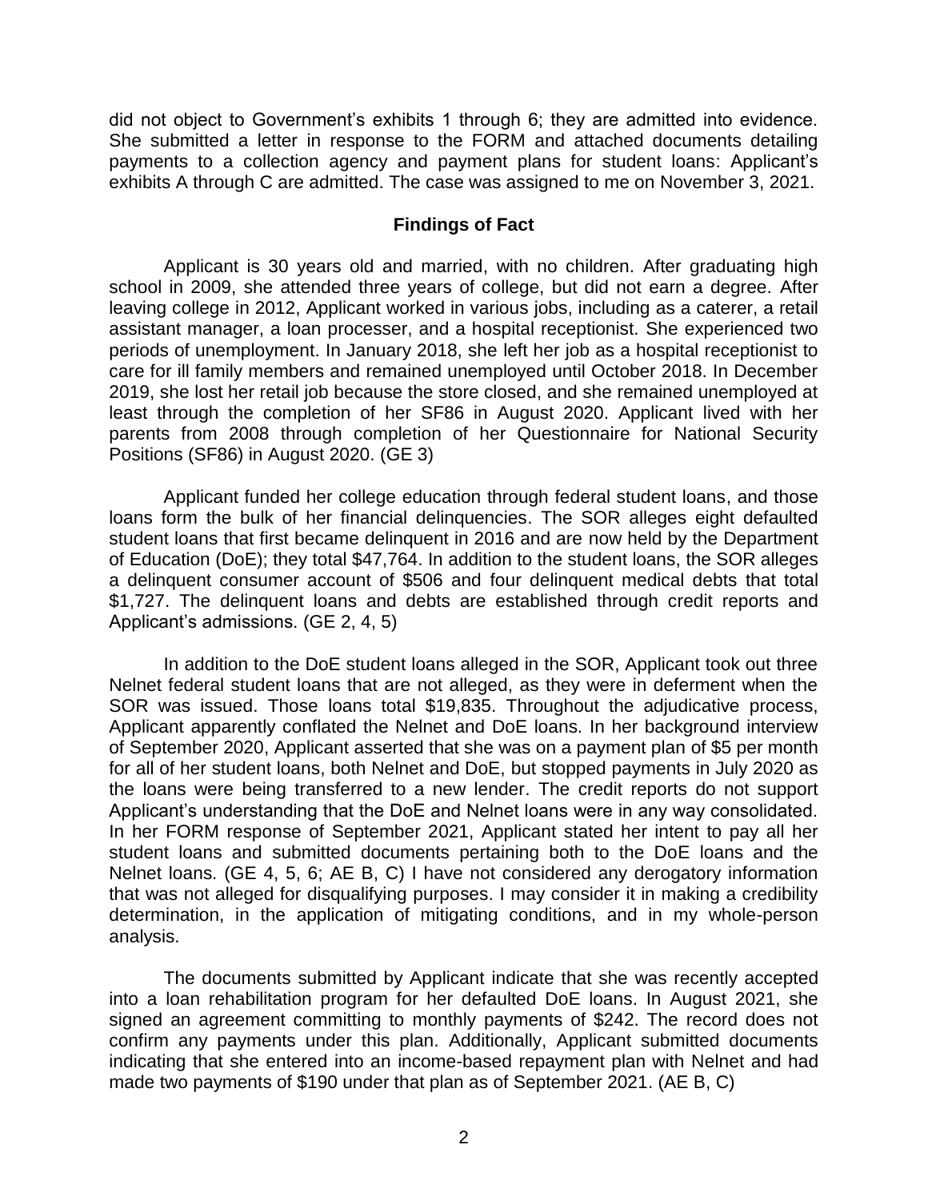did not object to Government's exhibits 1 through 6; they are admitted into evidence. She submitted a letter in response to the FORM and attached documents detailing payments to a collection agency and payment plans for student loans: Applicant's exhibits A through C are admitted. The case was assigned to me on November 3, 2021.

## Findings of Fact

Applicant is 30 years old and married, with no children. After graduating high school in 2009, she attended three years of college, but did not earn a degree. After leaving college in 2012, Applicant worked in various jobs, including as a caterer, a retail assistant manager, a loan processer, and a hospital receptionist. She experienced two periods of unemployment. In January 2018, she left her job as a hospital receptionist to care for ill family members and remained unemployed until October 2018. In December 2019, she lost her retail job because the store closed, and she remained unemployed at least through the completion of her SF86 in August 2020. Applicant lived with her parents from 2008 through completion of her Questionnaire for National Security Positions (SF86) in August 2020. (GE 3)

Applicant funded her college education through federal student loans, and those loans form the bulk of her financial delinquencies. The SOR alleges eight defaulted student loans that first became delinquent in 2016 and are now held by the Department of Education (DoE); they total $47,764. In addition to the student loans, the SOR alleges a delinquent consumer account of $506 and four delinquent medical debts that total $1,727. The delinquent loans and debts are established through credit reports and Applicant's admissions. (GE 2, 4, 5)

In addition to the DoE student loans alleged in the SOR, Applicant took out three Nelnet federal student loans that are not alleged, as they were in deferment when the SOR was issued. Those loans total $19,835. Throughout the adjudicative process, Applicant apparently conflated the Nelnet and DoE loans. In her background interview of September 2020, Applicant asserted that she was on a payment plan of $5 per month for all of her student loans, both Nelnet and DoE, but stopped payments in July 2020 as the loans were being transferred to a new lender. The credit reports do not support Applicant's understanding that the DoE and Nelnet loans were in any way consolidated. In her FORM response of September 2021, Applicant stated her intent to pay all her student loans and submitted documents pertaining both to the DoE loans and the Nelnet loans. (GE 4, 5, 6; AE B, C) I have not considered any derogatory information that was not alleged for disqualifying purposes. I may consider it in making a credibility determination, in the application of mitigating conditions, and in my whole-person analysis.

The documents submitted by Applicant indicate that she was recently accepted into a loan rehabilitation program for her defaulted DoE loans. In August 2021, she signed an agreement committing to monthly payments of $242. The record does not confirm any payments under this plan. Additionally, Applicant submitted documents indicating that she entered into an income-based repayment plan with Nelnet and had made two payments of $190 under that plan as of September 2021. (AE B, C)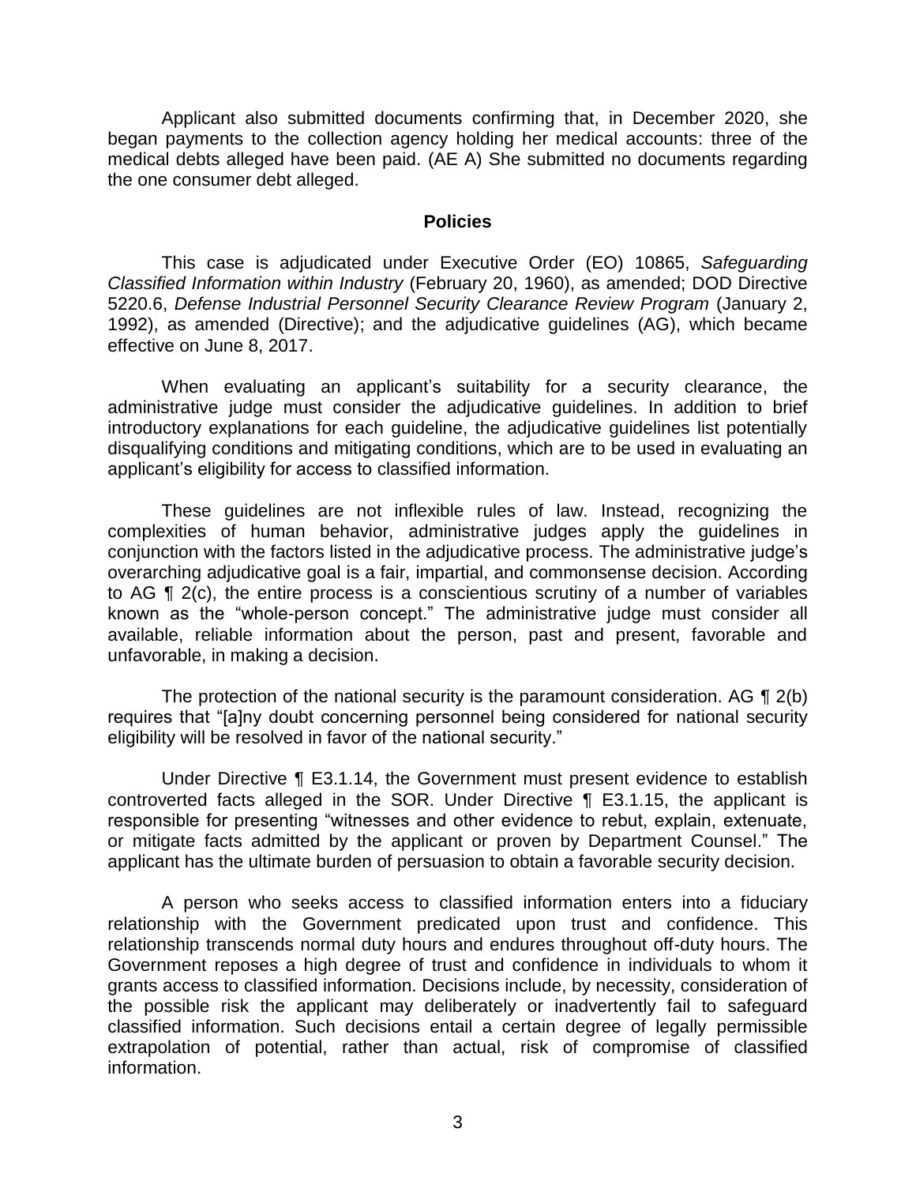Applicant also submitted documents confirming that, in December 2020, she began payments to the collection agency holding her medical accounts: three of the medical debts alleged have been paid. (AE A) She submitted no documents regarding the one consumer debt alleged.

## Policies

This case is adjudicated under Executive Order (EO) 10865, *Safeguarding Classified Information within Industry* (February 20, 1960), as amended; DOD Directive 5220.6, *Defense Industrial Personnel Security Clearance Review Program* (January 2, 1992), as amended (Directive); and the adjudicative guidelines (AG), which became effective on June 8, 2017.

When evaluating an applicant's suitability for a security clearance, the administrative judge must consider the adjudicative guidelines. In addition to brief introductory explanations for each guideline, the adjudicative guidelines list potentially disqualifying conditions and mitigating conditions, which are to be used in evaluating an applicant's eligibility for access to classified information.

These guidelines are not inflexible rules of law. Instead, recognizing the complexities of human behavior, administrative judges apply the guidelines in conjunction with the factors listed in the adjudicative process. The administrative judge's overarching adjudicative goal is a fair, impartial, and commonsense decision. According to AG ¶ 2(c), the entire process is a conscientious scrutiny of a number of variables known as the "whole-person concept." The administrative judge must consider all available, reliable information about the person, past and present, favorable and unfavorable, in making a decision.

The protection of the national security is the paramount consideration. AG ¶ 2(b) requires that "[a]ny doubt concerning personnel being considered for national security eligibility will be resolved in favor of the national security."

Under Directive ¶ E3.1.14, the Government must present evidence to establish controverted facts alleged in the SOR. Under Directive ¶ E3.1.15, the applicant is responsible for presenting "witnesses and other evidence to rebut, explain, extenuate, or mitigate facts admitted by the applicant or proven by Department Counsel." The applicant has the ultimate burden of persuasion to obtain a favorable security decision.

A person who seeks access to classified information enters into a fiduciary relationship with the Government predicated upon trust and confidence. This relationship transcends normal duty hours and endures throughout off-duty hours. The Government reposes a high degree of trust and confidence in individuals to whom it grants access to classified information. Decisions include, by necessity, consideration of the possible risk the applicant may deliberately or inadvertently fail to safeguard classified information. Such decisions entail a certain degree of legally permissible extrapolation of potential, rather than actual, risk of compromise of classified information.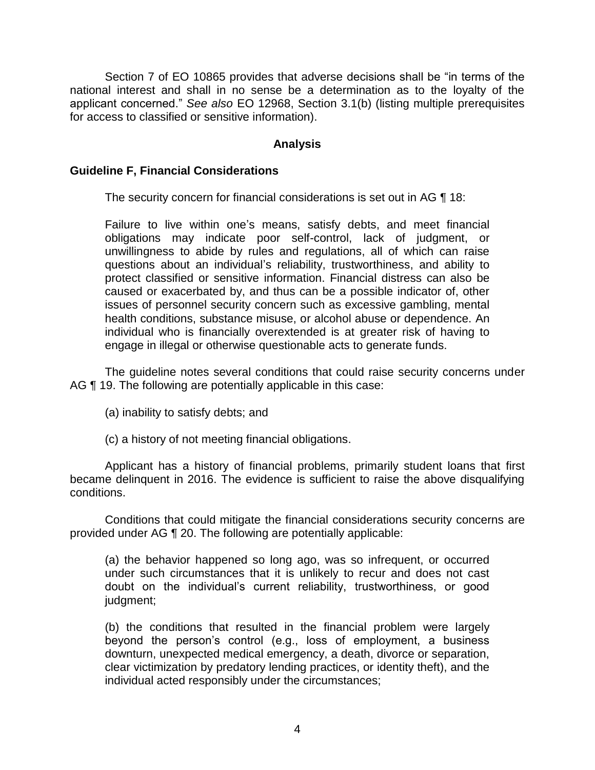Section 7 of EO 10865 provides that adverse decisions shall be "in terms of the national interest and shall in no sense be a determination as to the loyalty of the applicant concerned." *See also* EO 12968, Section 3.1(b) (listing multiple prerequisites for access to classified or sensitive information).

## Analysis

### Guideline F, Financial Considerations

The security concern for financial considerations is set out in AG ¶ 18:

> Failure to live within one's means, satisfy debts, and meet financial obligations may indicate poor self-control, lack of judgment, or unwillingness to abide by rules and regulations, all of which can raise questions about an individual's reliability, trustworthiness, and ability to protect classified or sensitive information. Financial distress can also be caused or exacerbated by, and thus can be a possible indicator of, other issues of personnel security concern such as excessive gambling, mental health conditions, substance misuse, or alcohol abuse or dependence. An individual who is financially overextended is at greater risk of having to engage in illegal or otherwise questionable acts to generate funds.

The guideline notes several conditions that could raise security concerns under AG ¶ 19. The following are potentially applicable in this case:

> (a) inability to satisfy debts; and
>
> (c) a history of not meeting financial obligations.

Applicant has a history of financial problems, primarily student loans that first became delinquent in 2016. The evidence is sufficient to raise the above disqualifying conditions.

Conditions that could mitigate the financial considerations security concerns are provided under AG ¶ 20. The following are potentially applicable:

> (a) the behavior happened so long ago, was so infrequent, or occurred under such circumstances that it is unlikely to recur and does not cast doubt on the individual's current reliability, trustworthiness, or good judgment;
>
> (b) the conditions that resulted in the financial problem were largely beyond the person's control (e.g., loss of employment, a business downturn, unexpected medical emergency, a death, divorce or separation, clear victimization by predatory lending practices, or identity theft), and the individual acted responsibly under the circumstances;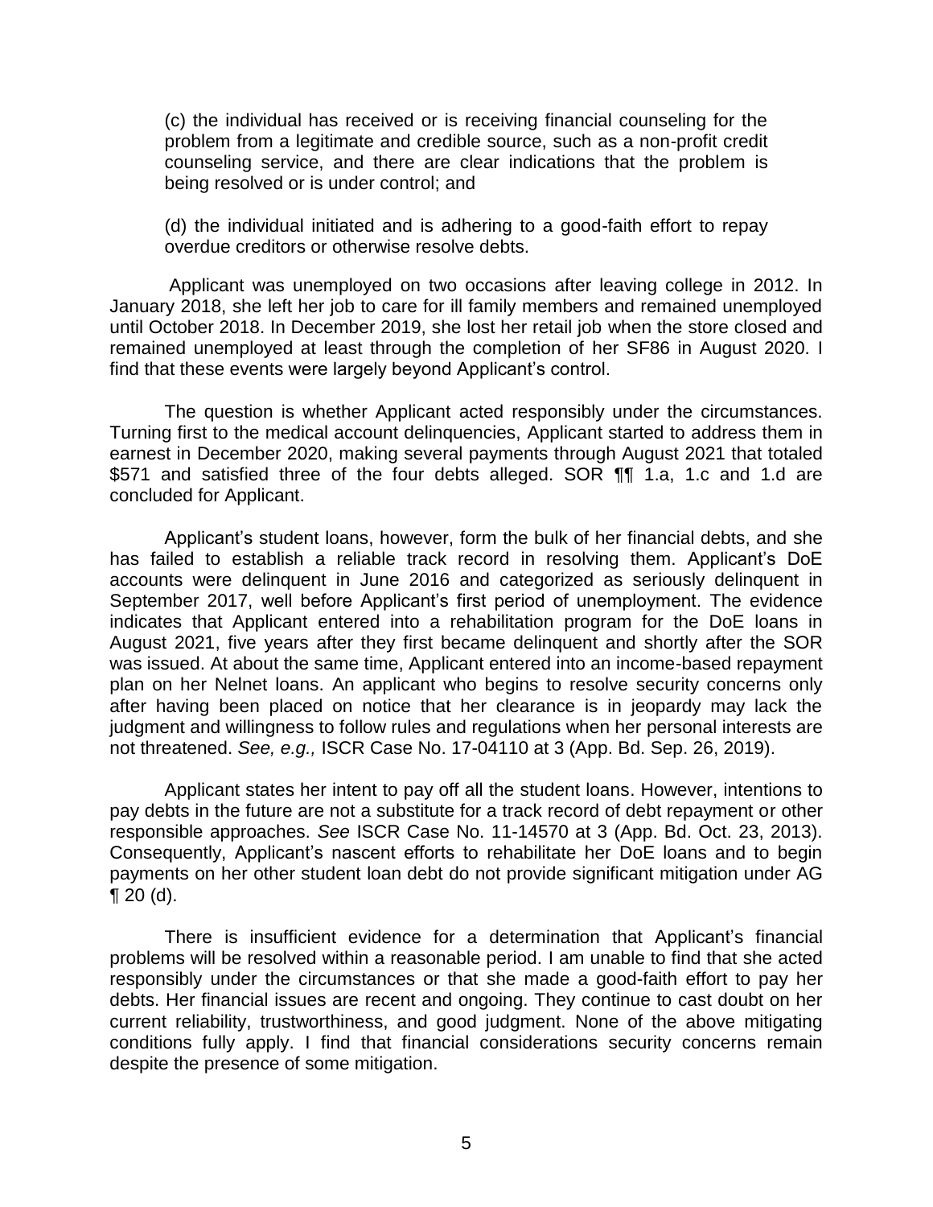(c) the individual has received or is receiving financial counseling for the problem from a legitimate and credible source, such as a non-profit credit counseling service, and there are clear indications that the problem is being resolved or is under control; and

(d) the individual initiated and is adhering to a good-faith effort to repay overdue creditors or otherwise resolve debts.

Applicant was unemployed on two occasions after leaving college in 2012. In January 2018, she left her job to care for ill family members and remained unemployed until October 2018. In December 2019, she lost her retail job when the store closed and remained unemployed at least through the completion of her SF86 in August 2020. I find that these events were largely beyond Applicant's control.

The question is whether Applicant acted responsibly under the circumstances. Turning first to the medical account delinquencies, Applicant started to address them in earnest in December 2020, making several payments through August 2021 that totaled \$571 and satisfied three of the four debts alleged. SOR ¶¶ 1.a, 1.c and 1.d are concluded for Applicant.

Applicant's student loans, however, form the bulk of her financial debts, and she has failed to establish a reliable track record in resolving them. Applicant's DoE accounts were delinquent in June 2016 and categorized as seriously delinquent in September 2017, well before Applicant's first period of unemployment. The evidence indicates that Applicant entered into a rehabilitation program for the DoE loans in August 2021, five years after they first became delinquent and shortly after the SOR was issued. At about the same time, Applicant entered into an income-based repayment plan on her Nelnet loans. An applicant who begins to resolve security concerns only after having been placed on notice that her clearance is in jeopardy may lack the judgment and willingness to follow rules and regulations when her personal interests are not threatened. *See, e.g.,* ISCR Case No. 17-04110 at 3 (App. Bd. Sep. 26, 2019).

Applicant states her intent to pay off all the student loans. However, intentions to pay debts in the future are not a substitute for a track record of debt repayment or other responsible approaches. *See* ISCR Case No. 11-14570 at 3 (App. Bd. Oct. 23, 2013). Consequently, Applicant's nascent efforts to rehabilitate her DoE loans and to begin payments on her other student loan debt do not provide significant mitigation under AG ¶ 20 (d).

There is insufficient evidence for a determination that Applicant's financial problems will be resolved within a reasonable period. I am unable to find that she acted responsibly under the circumstances or that she made a good-faith effort to pay her debts. Her financial issues are recent and ongoing. They continue to cast doubt on her current reliability, trustworthiness, and good judgment. None of the above mitigating conditions fully apply. I find that financial considerations security concerns remain despite the presence of some mitigation.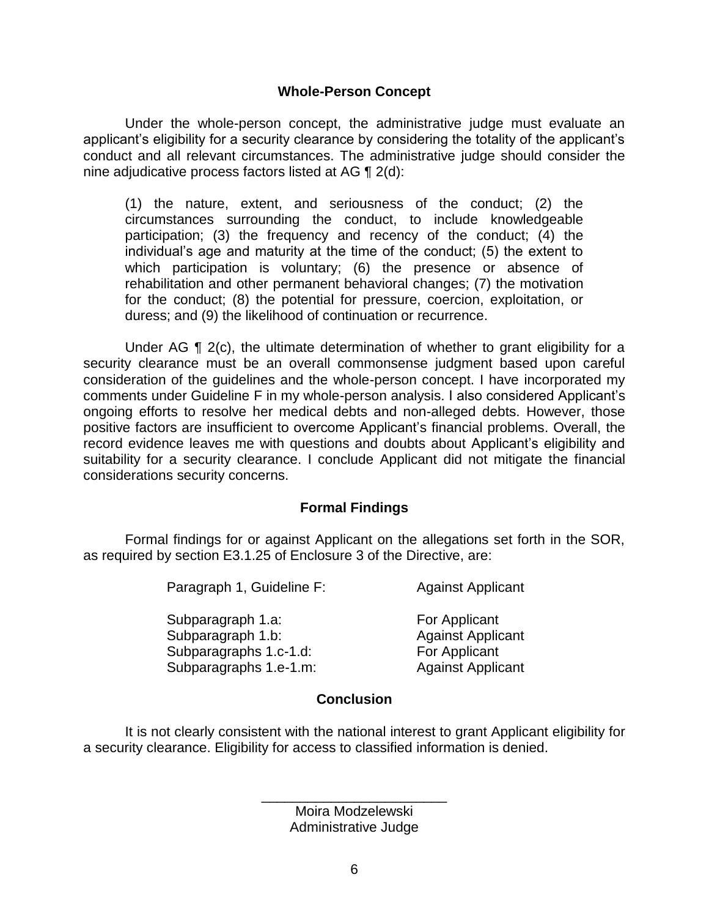## Whole-Person Concept

Under the whole-person concept, the administrative judge must evaluate an applicant's eligibility for a security clearance by considering the totality of the applicant's conduct and all relevant circumstances. The administrative judge should consider the nine adjudicative process factors listed at AG ¶ 2(d):

> (1) the nature, extent, and seriousness of the conduct; (2) the circumstances surrounding the conduct, to include knowledgeable participation; (3) the frequency and recency of the conduct; (4) the individual's age and maturity at the time of the conduct; (5) the extent to which participation is voluntary; (6) the presence or absence of rehabilitation and other permanent behavioral changes; (7) the motivation for the conduct; (8) the potential for pressure, coercion, exploitation, or duress; and (9) the likelihood of continuation or recurrence.

Under AG ¶ 2(c), the ultimate determination of whether to grant eligibility for a security clearance must be an overall commonsense judgment based upon careful consideration of the guidelines and the whole-person concept. I have incorporated my comments under Guideline F in my whole-person analysis. I also considered Applicant's ongoing efforts to resolve her medical debts and non-alleged debts. However, those positive factors are insufficient to overcome Applicant's financial problems. Overall, the record evidence leaves me with questions and doubts about Applicant's eligibility and suitability for a security clearance. I conclude Applicant did not mitigate the financial considerations security concerns.

## Formal Findings

Formal findings for or against Applicant on the allegations set forth in the SOR, as required by section E3.1.25 of Enclosure 3 of the Directive, are:

| | |
|---|---|
| Paragraph 1, Guideline F: | Against Applicant |
| Subparagraph 1.a: | For Applicant |
| Subparagraph 1.b: | Against Applicant |
| Subparagraphs 1.c-1.d: | For Applicant |
| Subparagraphs 1.e-1.m: | Against Applicant |

## Conclusion

It is not clearly consistent with the national interest to grant Applicant eligibility for a security clearance. Eligibility for access to classified information is denied.

\_\_\_\_\_\_\_\_\_\_\_\_\_\_\_\_\_\_\_\_\_\_\_\_
Moira Modzelewski
Administrative Judge